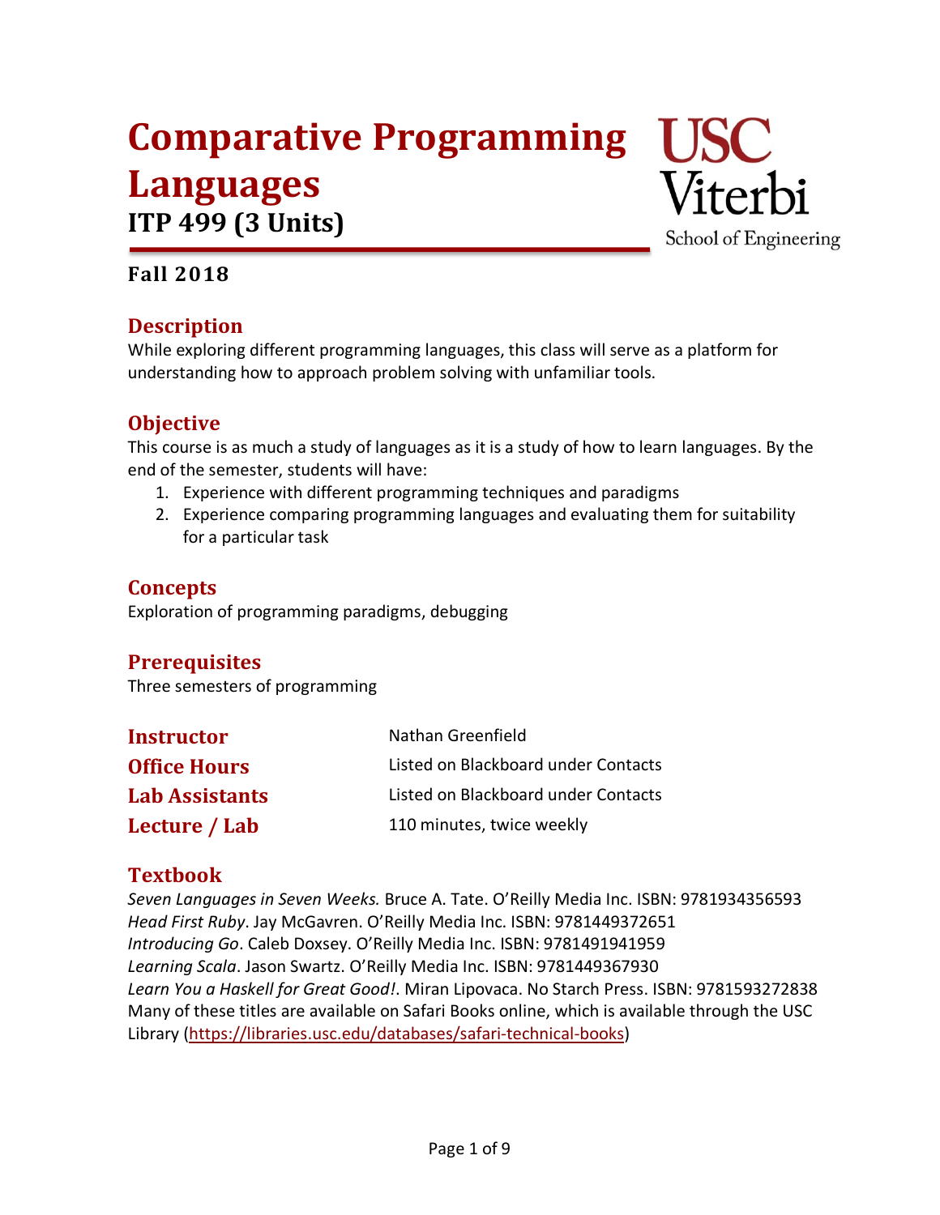# Comparative Programming Languages

## ITP 499 (3 Units)

USC Viterbi School of Engineering

### Fall 2018

## Description

While exploring different programming languages, this class will serve as a platform for understanding how to approach problem solving with unfamiliar tools.

## Objective

This course is as much a study of languages as it is a study of how to learn languages. By the end of the semester, students will have:

1. Experience with different programming techniques and paradigms
2. Experience comparing programming languages and evaluating them for suitability for a particular task

## Concepts

Exploration of programming paradigms, debugging

## Prerequisites

Three semesters of programming

| | |
|---|---|
| **Instructor** | Nathan Greenfield |
| **Office Hours** | Listed on Blackboard under Contacts |
| **Lab Assistants** | Listed on Blackboard under Contacts |
| **Lecture / Lab** | 110 minutes, twice weekly |

## Textbook

*Seven Languages in Seven Weeks.* Bruce A. Tate. O'Reilly Media Inc. ISBN: 9781934356593
*Head First Ruby*. Jay McGavren. O'Reilly Media Inc. ISBN: 9781449372651
*Introducing Go*. Caleb Doxsey. O'Reilly Media Inc. ISBN: 9781491941959
*Learning Scala*. Jason Swartz. O'Reilly Media Inc. ISBN: 9781449367930
*Learn You a Haskell for Great Good!*. Miran Lipovaca. No Starch Press. ISBN: 9781593272838
Many of these titles are available on Safari Books online, which is available through the USC Library (https://libraries.usc.edu/databases/safari-technical-books)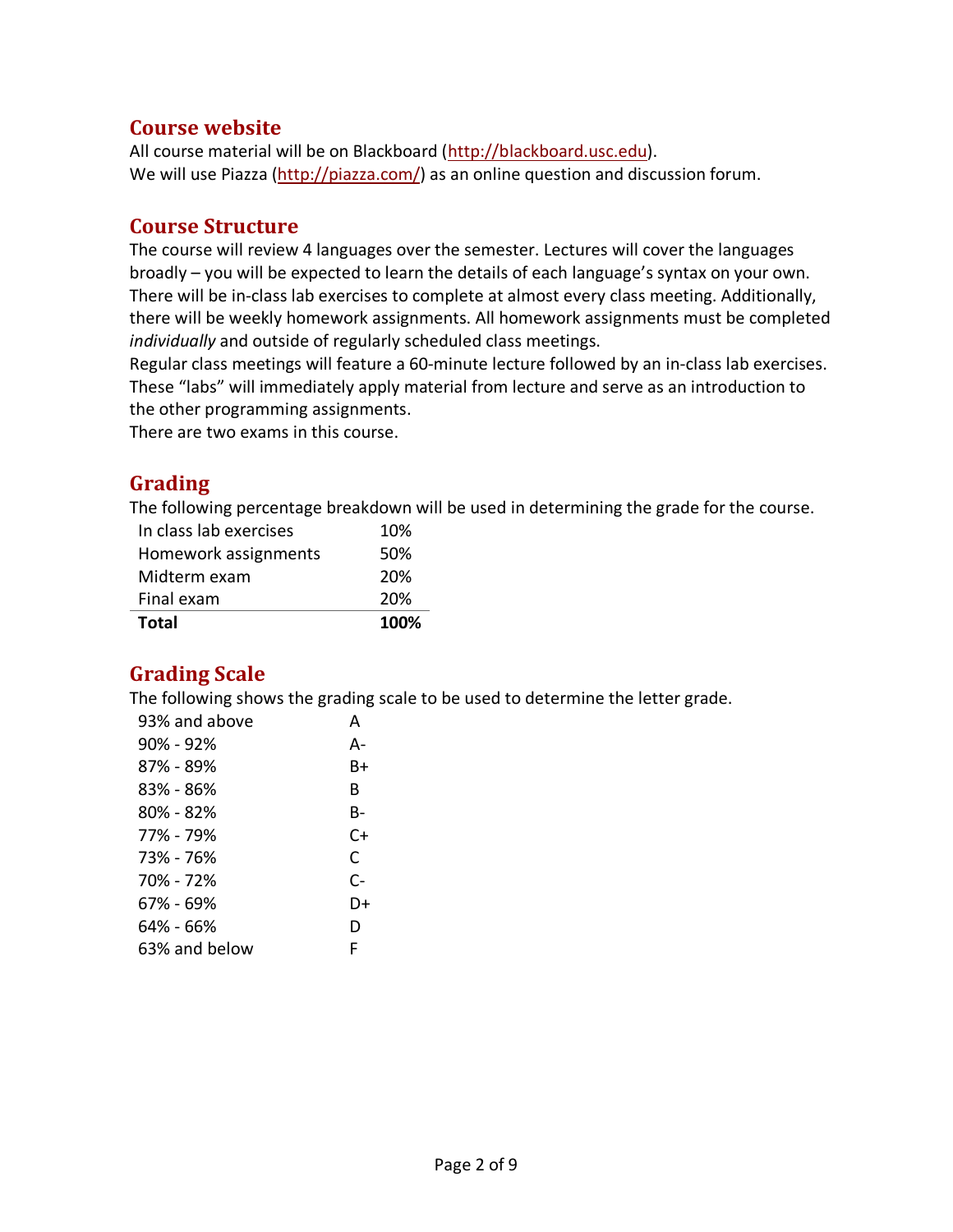## Course website

All course material will be on Blackboard (http://blackboard.usc.edu).
We will use Piazza (http://piazza.com/) as an online question and discussion forum.

## Course Structure

The course will review 4 languages over the semester. Lectures will cover the languages broadly – you will be expected to learn the details of each language's syntax on your own. There will be in-class lab exercises to complete at almost every class meeting. Additionally, there will be weekly homework assignments. All homework assignments must be completed *individually* and outside of regularly scheduled class meetings.
Regular class meetings will feature a 60-minute lecture followed by an in-class lab exercises. These "labs" will immediately apply material from lecture and serve as an introduction to the other programming assignments.
There are two exams in this course.

## Grading

The following percentage breakdown will be used in determining the grade for the course.

| | |
|---|---|
| In class lab exercises | 10% |
| Homework assignments | 50% |
| Midterm exam | 20% |
| Final exam | 20% |
| **Total** | **100%** |

## Grading Scale

The following shows the grading scale to be used to determine the letter grade.

| | |
|---|---|
| 93% and above | A |
| 90% - 92% | A- |
| 87% - 89% | B+ |
| 83% - 86% | B |
| 80% - 82% | B- |
| 77% - 79% | C+ |
| 73% - 76% | C |
| 70% - 72% | C- |
| 67% - 69% | D+ |
| 64% - 66% | D |
| 63% and below | F |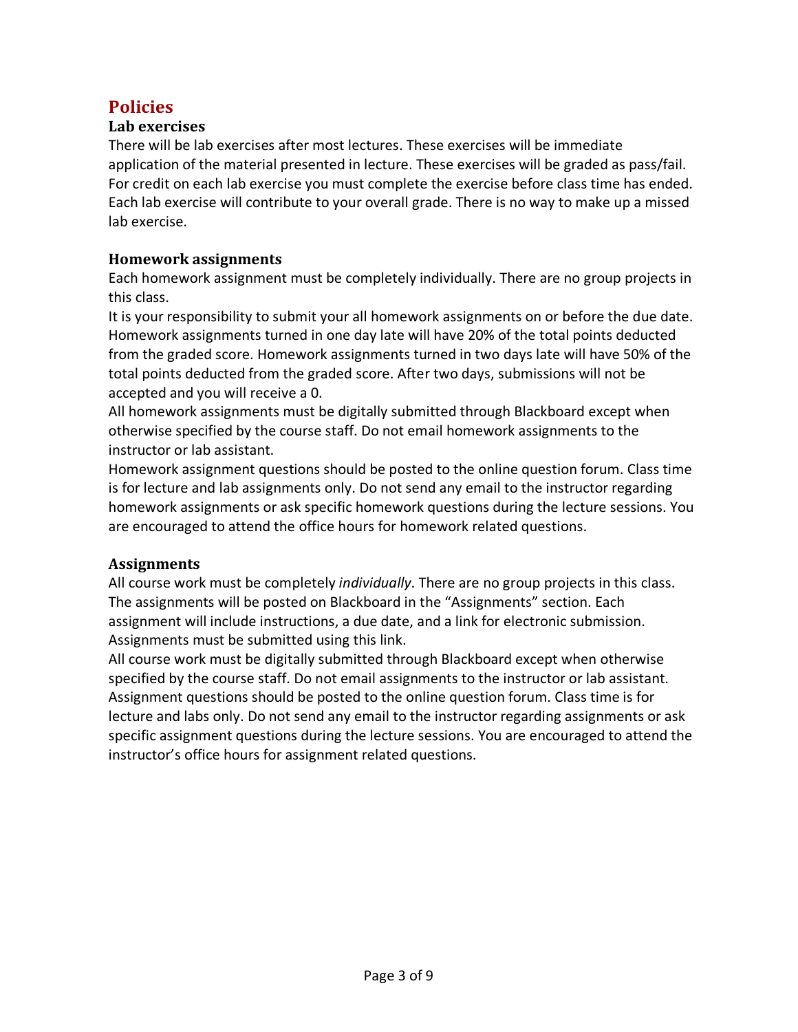# Policies

## Lab exercises

There will be lab exercises after most lectures. These exercises will be immediate application of the material presented in lecture. These exercises will be graded as pass/fail. For credit on each lab exercise you must complete the exercise before class time has ended. Each lab exercise will contribute to your overall grade. There is no way to make up a missed lab exercise.

## Homework assignments

Each homework assignment must be completely individually. There are no group projects in this class.

It is your responsibility to submit your all homework assignments on or before the due date. Homework assignments turned in one day late will have 20% of the total points deducted from the graded score. Homework assignments turned in two days late will have 50% of the total points deducted from the graded score. After two days, submissions will not be accepted and you will receive a 0.

All homework assignments must be digitally submitted through Blackboard except when otherwise specified by the course staff. Do not email homework assignments to the instructor or lab assistant.

Homework assignment questions should be posted to the online question forum. Class time is for lecture and lab assignments only. Do not send any email to the instructor regarding homework assignments or ask specific homework questions during the lecture sessions. You are encouraged to attend the office hours for homework related questions.

## Assignments

All course work must be completely *individually*. There are no group projects in this class. The assignments will be posted on Blackboard in the "Assignments" section. Each assignment will include instructions, a due date, and a link for electronic submission. Assignments must be submitted using this link.

All course work must be digitally submitted through Blackboard except when otherwise specified by the course staff. Do not email assignments to the instructor or lab assistant. Assignment questions should be posted to the online question forum. Class time is for lecture and labs only. Do not send any email to the instructor regarding assignments or ask specific assignment questions during the lecture sessions. You are encouraged to attend the instructor's office hours for assignment related questions.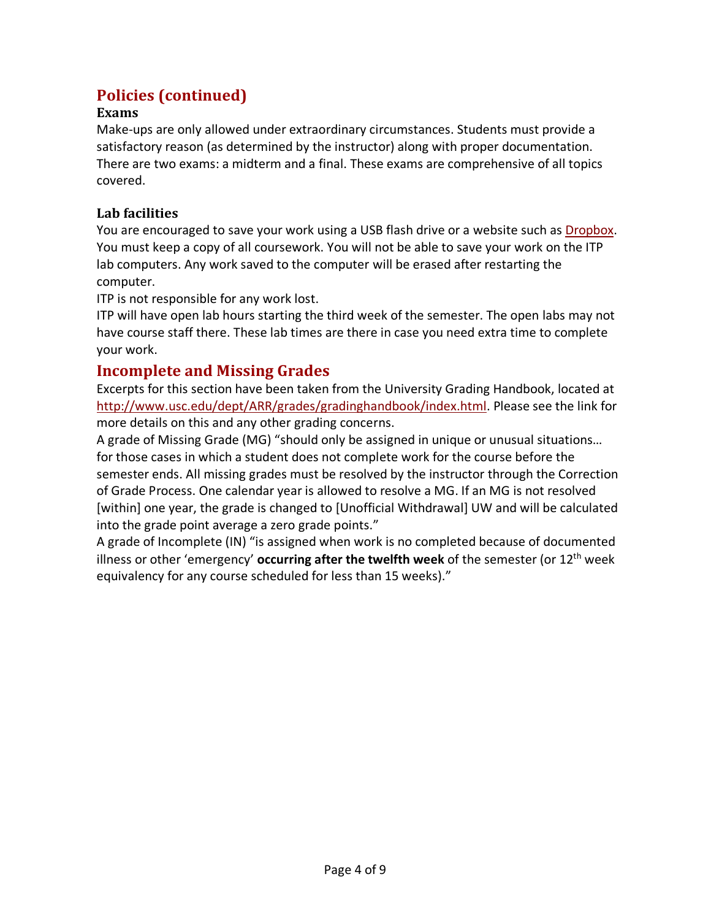## Policies (continued)

### Exams

Make-ups are only allowed under extraordinary circumstances. Students must provide a satisfactory reason (as determined by the instructor) along with proper documentation. There are two exams: a midterm and a final. These exams are comprehensive of all topics covered.

### Lab facilities

You are encouraged to save your work using a USB flash drive or a website such as [Dropbox](). You must keep a copy of all coursework. You will not be able to save your work on the ITP lab computers. Any work saved to the computer will be erased after restarting the computer.

ITP is not responsible for any work lost.

ITP will have open lab hours starting the third week of the semester. The open labs may not have course staff there. These lab times are there in case you need extra time to complete your work.

## Incomplete and Missing Grades

Excerpts for this section have been taken from the University Grading Handbook, located at http://www.usc.edu/dept/ARR/grades/gradinghandbook/index.html. Please see the link for more details on this and any other grading concerns.

A grade of Missing Grade (MG) "should only be assigned in unique or unusual situations… for those cases in which a student does not complete work for the course before the semester ends. All missing grades must be resolved by the instructor through the Correction of Grade Process. One calendar year is allowed to resolve a MG. If an MG is not resolved [within] one year, the grade is changed to [Unofficial Withdrawal] UW and will be calculated into the grade point average a zero grade points."

A grade of Incomplete (IN) "is assigned when work is no completed because of documented illness or other 'emergency' **occurring after the twelfth week** of the semester (or 12th week equivalency for any course scheduled for less than 15 weeks)."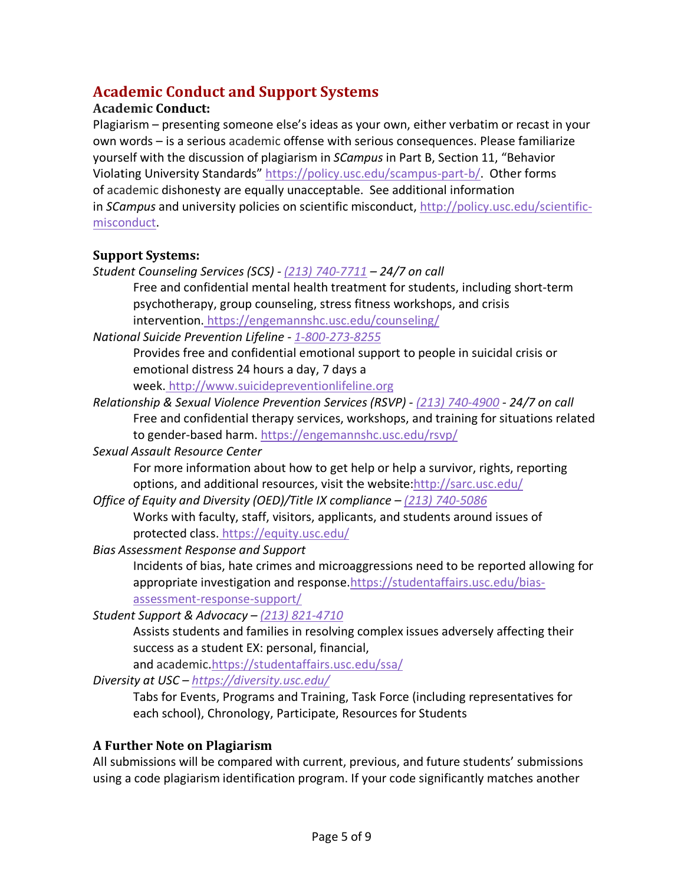## Academic Conduct and Support Systems

### Academic Conduct:

Plagiarism – presenting someone else's ideas as your own, either verbatim or recast in your own words – is a serious academic offense with serious consequences. Please familiarize yourself with the discussion of plagiarism in *SCampus* in Part B, Section 11, "Behavior Violating University Standards" https://policy.usc.edu/scampus-part-b/. Other forms of academic dishonesty are equally unacceptable. See additional information in *SCampus* and university policies on scientific misconduct, http://policy.usc.edu/scientific-misconduct.

### Support Systems:

*Student Counseling Services (SCS) - (213) 740-7711 – 24/7 on call*

Free and confidential mental health treatment for students, including short-term psychotherapy, group counseling, stress fitness workshops, and crisis intervention. https://engemannshc.usc.edu/counseling/

*National Suicide Prevention Lifeline - 1-800-273-8255*

Provides free and confidential emotional support to people in suicidal crisis or emotional distress 24 hours a day, 7 days a week. http://www.suicidepreventionlifeline.org

*Relationship & Sexual Violence Prevention Services (RSVP) - (213) 740-4900 - 24/7 on call*

Free and confidential therapy services, workshops, and training for situations related to gender-based harm. https://engemannshc.usc.edu/rsvp/

*Sexual Assault Resource Center*

For more information about how to get help or help a survivor, rights, reporting options, and additional resources, visit the website:http://sarc.usc.edu/

*Office of Equity and Diversity (OED)/Title IX compliance – (213) 740-5086*

Works with faculty, staff, visitors, applicants, and students around issues of protected class. https://equity.usc.edu/

*Bias Assessment Response and Support*

Incidents of bias, hate crimes and microaggressions need to be reported allowing for appropriate investigation and response.https://studentaffairs.usc.edu/bias-assessment-response-support/

*Student Support & Advocacy – (213) 821-4710*

Assists students and families in resolving complex issues adversely affecting their success as a student EX: personal, financial, and academic.https://studentaffairs.usc.edu/ssa/

*Diversity at USC – https://diversity.usc.edu/*

Tabs for Events, Programs and Training, Task Force (including representatives for each school), Chronology, Participate, Resources for Students

### A Further Note on Plagiarism

All submissions will be compared with current, previous, and future students' submissions using a code plagiarism identification program. If your code significantly matches another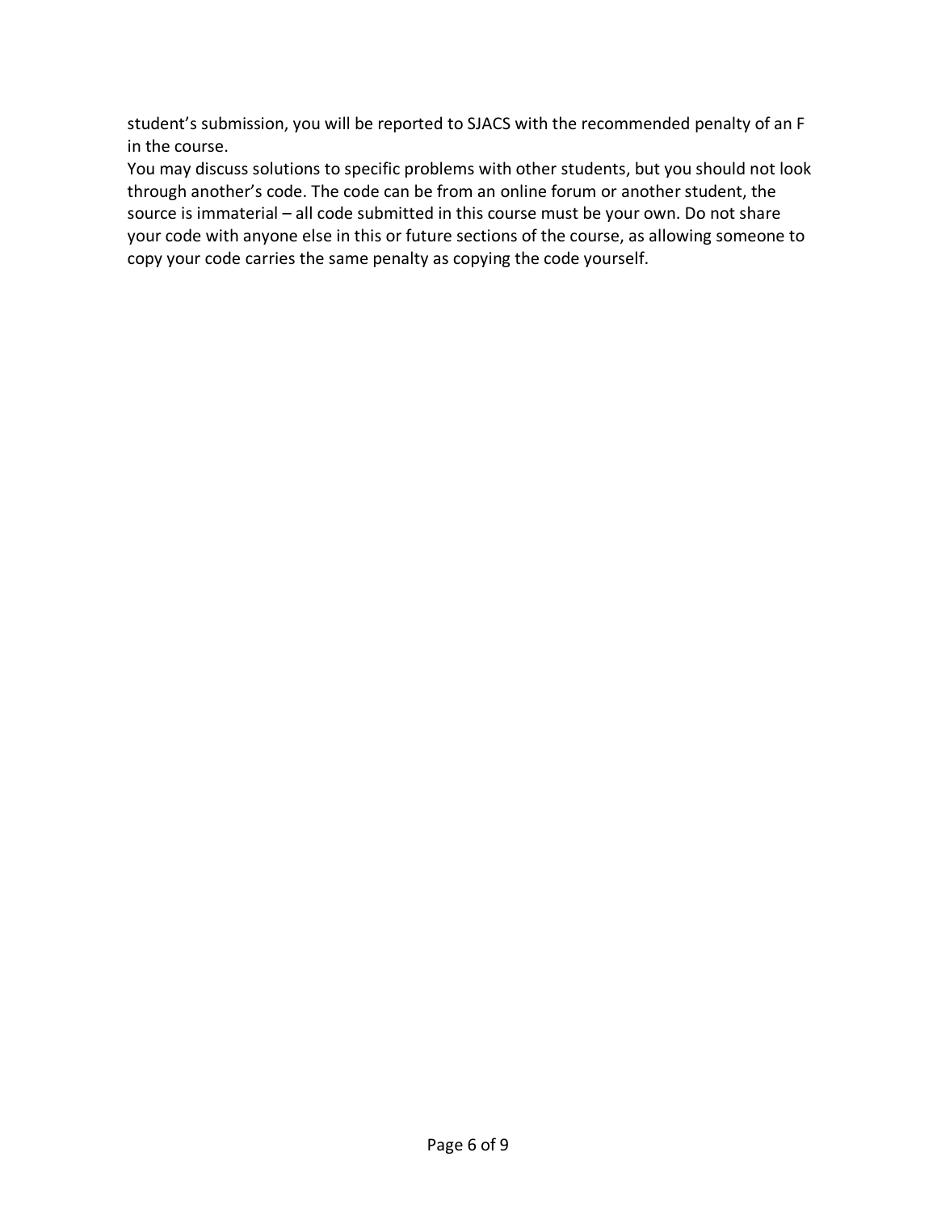student's submission, you will be reported to SJACS with the recommended penalty of an F in the course.

You may discuss solutions to specific problems with other students, but you should not look through another's code. The code can be from an online forum or another student, the source is immaterial – all code submitted in this course must be your own. Do not share your code with anyone else in this or future sections of the course, as allowing someone to copy your code carries the same penalty as copying the code yourself.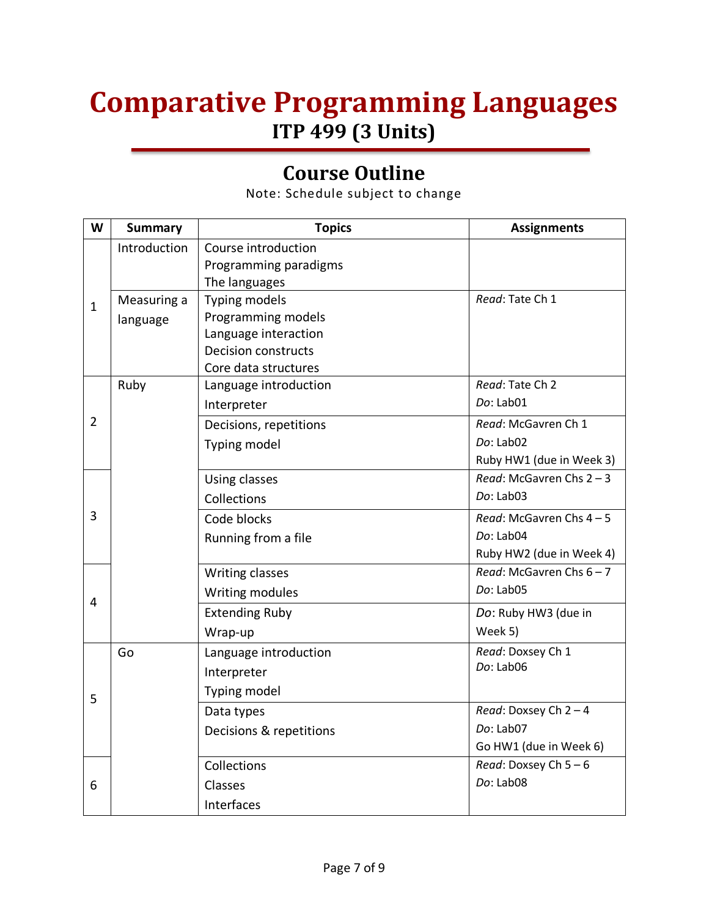# Comparative Programming Languages

## ITP 499 (3 Units)

## Course Outline

Note: Schedule subject to change

| W | Summary | Topics | Assignments |
|---|---|---|---|
| 1 | Introduction | Course introduction<br>Programming paradigms<br>The languages | |
| | Measuring a language | Typing models<br>Programming models<br>Language interaction<br>Decision constructs<br>Core data structures | *Read*: Tate Ch 1 |
| 2 | Ruby | Language introduction<br>Interpreter | *Read*: Tate Ch 2<br>*Do*: Lab01 |
| | | Decisions, repetitions<br>Typing model | *Read*: McGavren Ch 1<br>*Do*: Lab02<br>Ruby HW1 (due in Week 3) |
| 3 | | Using classes<br>Collections | *Read*: McGavren Chs 2 – 3<br>*Do*: Lab03 |
| | | Code blocks<br>Running from a file | *Read*: McGavren Chs 4 – 5<br>*Do*: Lab04<br>Ruby HW2 (due in Week 4) |
| 4 | | Writing classes<br>Writing modules | *Read*: McGavren Chs 6 – 7<br>*Do*: Lab05 |
| | | Extending Ruby<br>Wrap-up | *Do*: Ruby HW3 (due in Week 5) |
| 5 | Go | Language introduction<br>Interpreter<br>Typing model | *Read*: Doxsey Ch 1<br>*Do*: Lab06 |
| | | Data types<br>Decisions & repetitions | *Read*: Doxsey Ch 2 – 4<br>*Do*: Lab07<br>Go HW1 (due in Week 6) |
| 6 | | Collections<br>Classes<br>Interfaces | *Read*: Doxsey Ch 5 – 6<br>*Do*: Lab08 |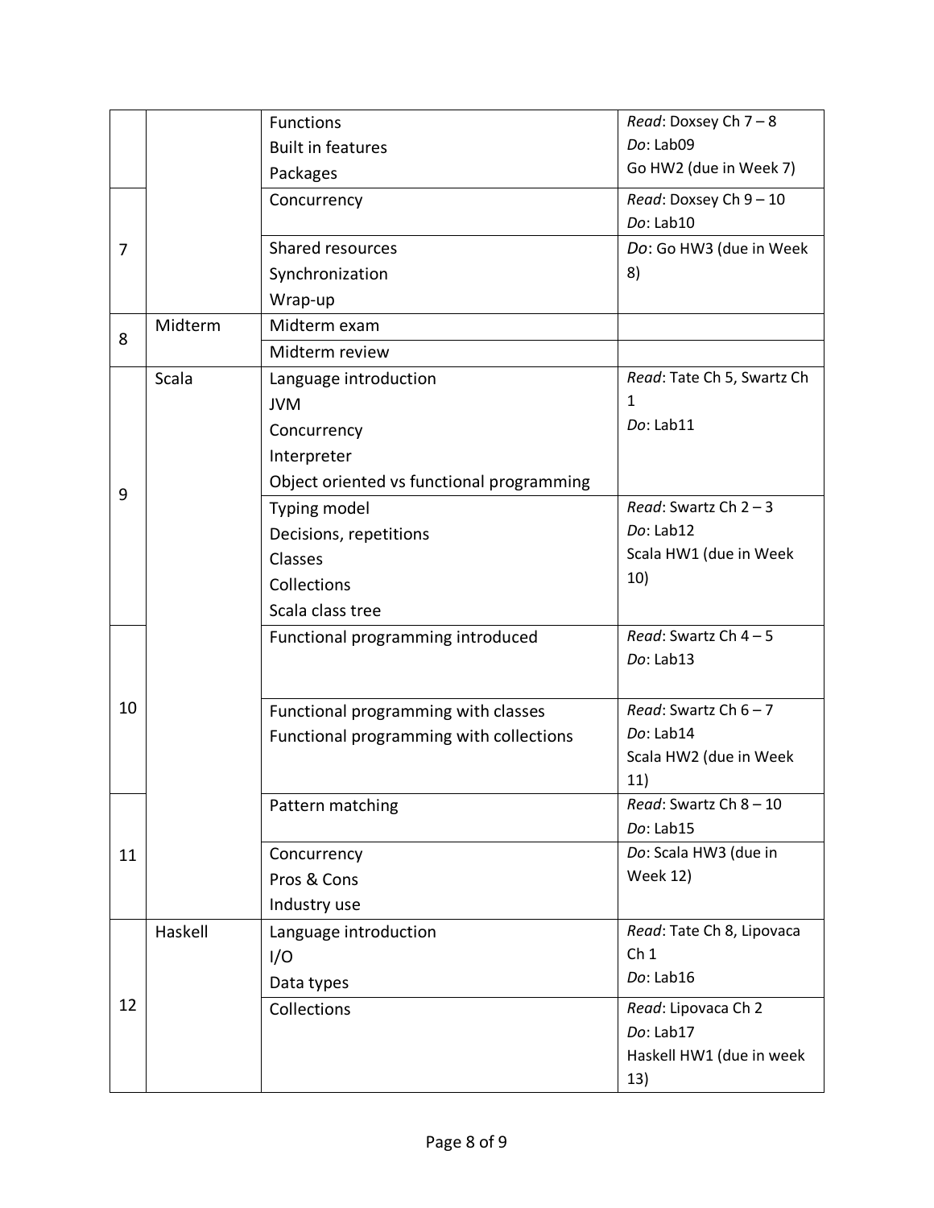| | | | |
|---|---|---|---|
| | | Functions<br>Built in features<br>Packages | *Read*: Doxsey Ch 7 – 8<br>*Do*: Lab09<br>Go HW2 (due in Week 7) |
| 7 | | Concurrency | *Read*: Doxsey Ch 9 – 10<br>*Do*: Lab10 |
| | | Shared resources<br>Synchronization<br>Wrap-up | *Do*: Go HW3 (due in Week 8) |
| 8 | Midterm | Midterm exam | |
| | | Midterm review | |
| 9 | Scala | Language introduction<br>JVM<br>Concurrency<br>Interpreter<br>Object oriented vs functional programming | *Read*: Tate Ch 5, Swartz Ch 1<br>*Do*: Lab11 |
| | | Typing model<br>Decisions, repetitions<br>Classes<br>Collections<br>Scala class tree | *Read*: Swartz Ch 2 – 3<br>*Do*: Lab12<br>Scala HW1 (due in Week 10) |
| 10 | | Functional programming introduced | *Read*: Swartz Ch 4 – 5<br>*Do*: Lab13 |
| | | Functional programming with classes<br>Functional programming with collections | *Read*: Swartz Ch 6 – 7<br>*Do*: Lab14<br>Scala HW2 (due in Week 11) |
| 11 | | Pattern matching | *Read*: Swartz Ch 8 – 10<br>*Do*: Lab15 |
| | | Concurrency<br>Pros & Cons<br>Industry use | *Do*: Scala HW3 (due in Week 12) |
| 12 | Haskell | Language introduction<br>I/O<br>Data types | *Read*: Tate Ch 8, Lipovaca Ch 1<br>*Do*: Lab16 |
| | | Collections | *Read*: Lipovaca Ch 2<br>*Do*: Lab17<br>Haskell HW1 (due in week 13) |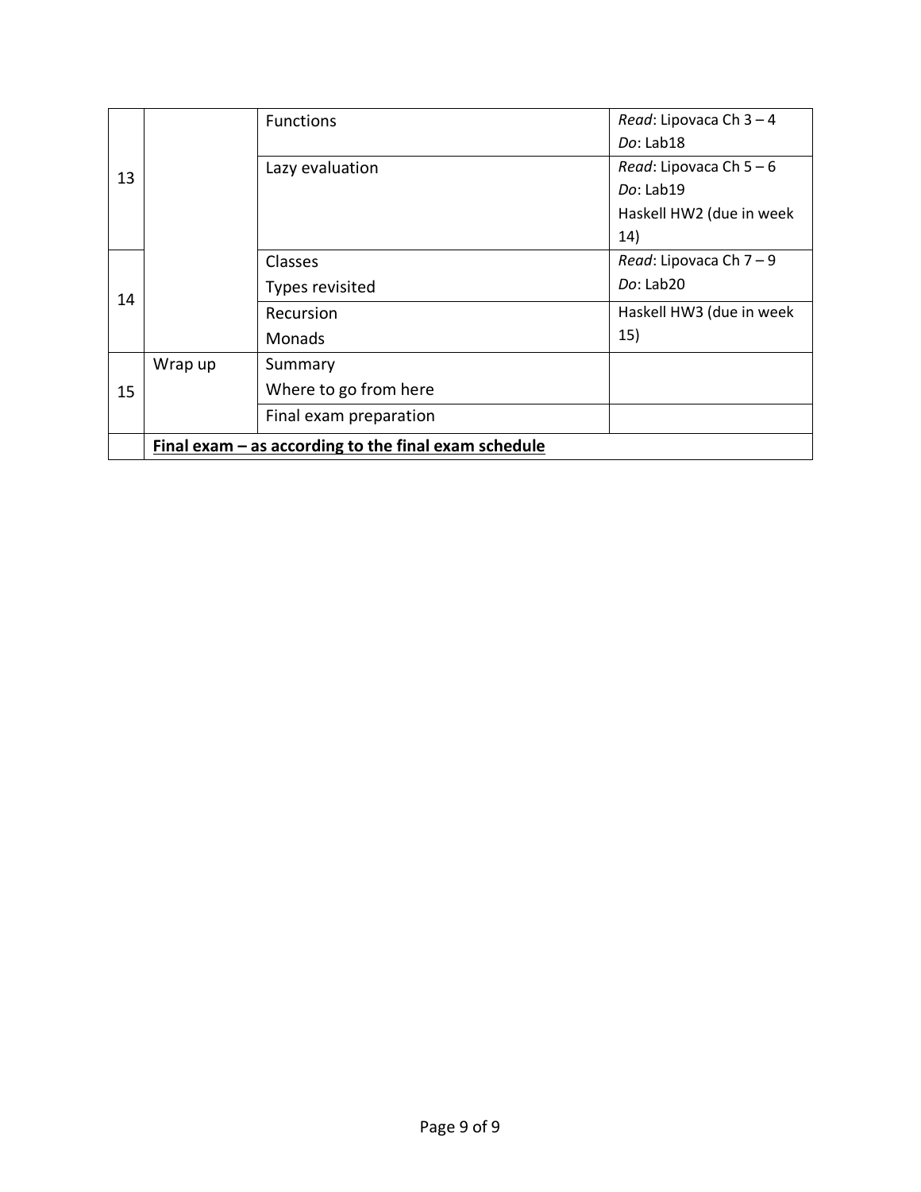| | | | |
|---|---|---|---|
| 13 | | Functions | *Read*: Lipovaca Ch 3 – 4<br>*Do*: Lab18 |
| | | Lazy evaluation | *Read*: Lipovaca Ch 5 – 6<br>*Do*: Lab19<br>Haskell HW2 (due in week 14) |
| 14 | | Classes<br>Types revisited | *Read*: Lipovaca Ch 7 – 9<br>*Do*: Lab20 |
| | | Recursion<br>Monads | Haskell HW3 (due in week 15) |
| 15 | Wrap up | Summary<br>Where to go from here | |
| | | Final exam preparation | |
| | **Final exam – as according to the final exam schedule** | | |